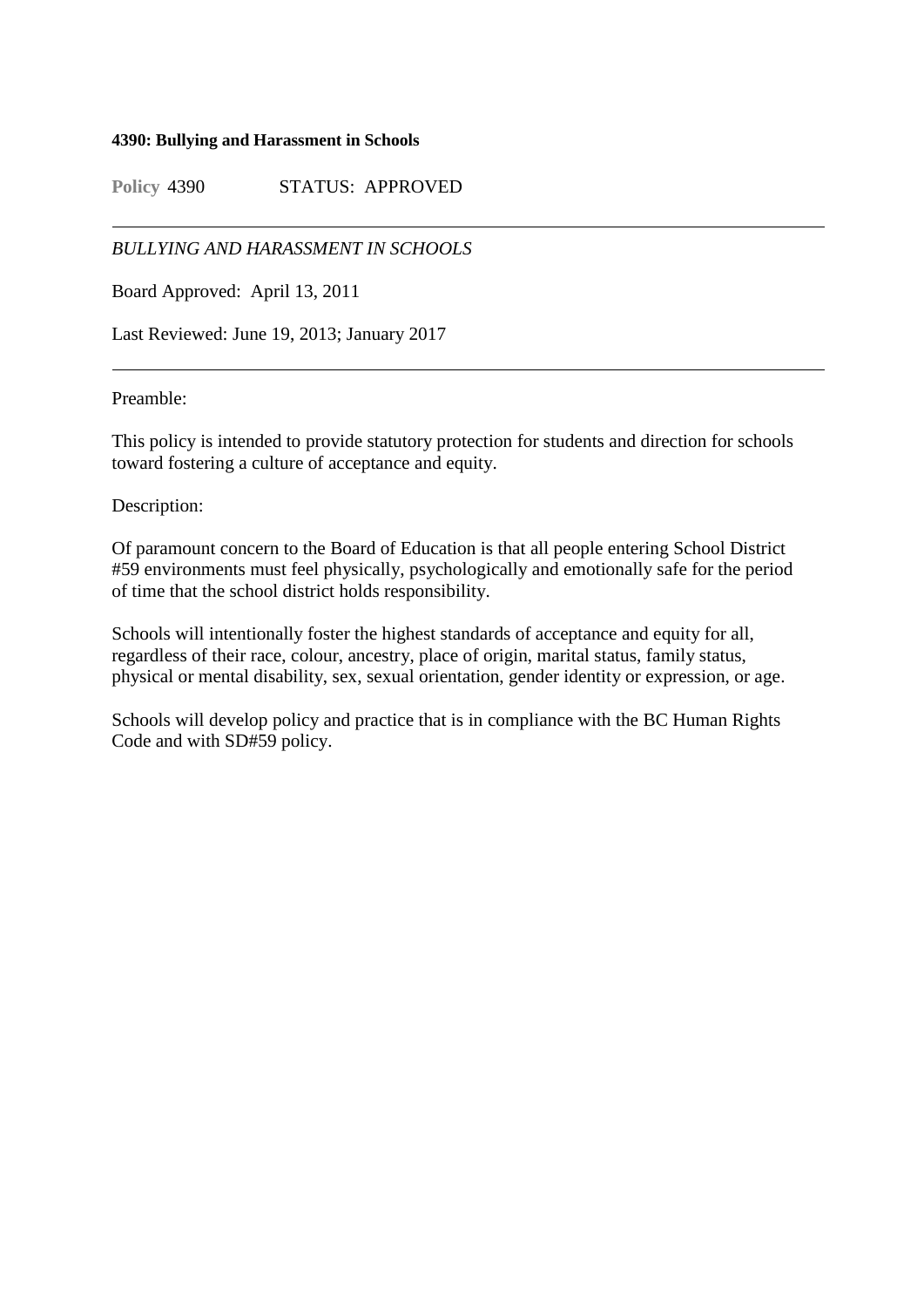**4390: Bullying and Harassment in Schools**

**Policy** 4390 STATUS: APPROVED

---

*BULLYING AND HARASSMENT IN SCHOOLS*

Board Approved: April 13, 2011

Last Reviewed: June 19, 2013; January 2017

---

Preamble:

This policy is intended to provide statutory protection for students and direction for schools toward fostering a culture of acceptance and equity.

Description:

Of paramount concern to the Board of Education is that all people entering School District #59 environments must feel physically, psychologically and emotionally safe for the period of time that the school district holds responsibility.

Schools will intentionally foster the highest standards of acceptance and equity for all, regardless of their race, colour, ancestry, place of origin, marital status, family status, physical or mental disability, sex, sexual orientation, gender identity or expression, or age.

Schools will develop policy and practice that is in compliance with the BC Human Rights Code and with SD#59 policy.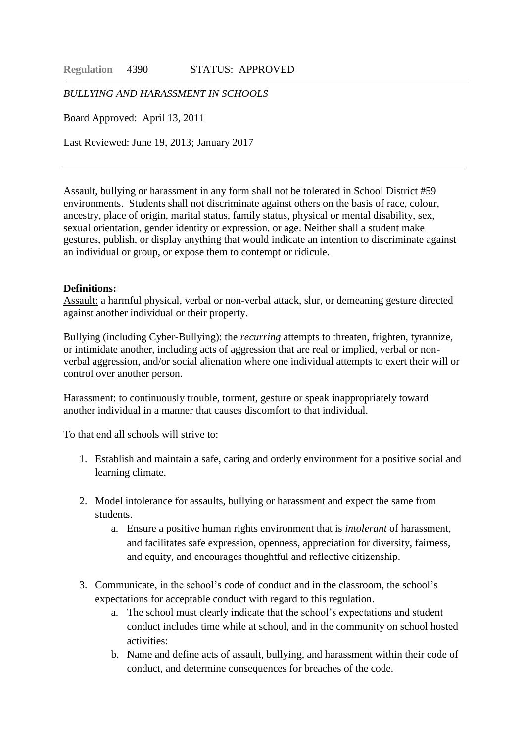**Regulation** 4390 STATUS: APPROVED

*BULLYING AND HARASSMENT IN SCHOOLS*

Board Approved: April 13, 2011

Last Reviewed: June 19, 2013; January 2017

---

Assault, bullying or harassment in any form shall not be tolerated in School District #59 environments. Students shall not discriminate against others on the basis of race, colour, ancestry, place of origin, marital status, family status, physical or mental disability, sex, sexual orientation, gender identity or expression, or age. Neither shall a student make gestures, publish, or display anything that would indicate an intention to discriminate against an individual or group, or expose them to contempt or ridicule.

**Definitions:**

<u>Assault:</u> a harmful physical, verbal or non-verbal attack, slur, or demeaning gesture directed against another individual or their property.

<u>Bullying (including Cyber-Bullying)</u>: the *recurring* attempts to threaten, frighten, tyrannize, or intimidate another, including acts of aggression that are real or implied, verbal or non-verbal aggression, and/or social alienation where one individual attempts to exert their will or control over another person.

<u>Harassment:</u> to continuously trouble, torment, gesture or speak inappropriately toward another individual in a manner that causes discomfort to that individual.

To that end all schools will strive to:

1. Establish and maintain a safe, caring and orderly environment for a positive social and learning climate.
2. Model intolerance for assaults, bullying or harassment and expect the same from students.
   a. Ensure a positive human rights environment that is *intolerant* of harassment, and facilitates safe expression, openness, appreciation for diversity, fairness, and equity, and encourages thoughtful and reflective citizenship.
3. Communicate, in the school's code of conduct and in the classroom, the school's expectations for acceptable conduct with regard to this regulation.
   a. The school must clearly indicate that the school's expectations and student conduct includes time while at school, and in the community on school hosted activities:
   b. Name and define acts of assault, bullying, and harassment within their code of conduct, and determine consequences for breaches of the code.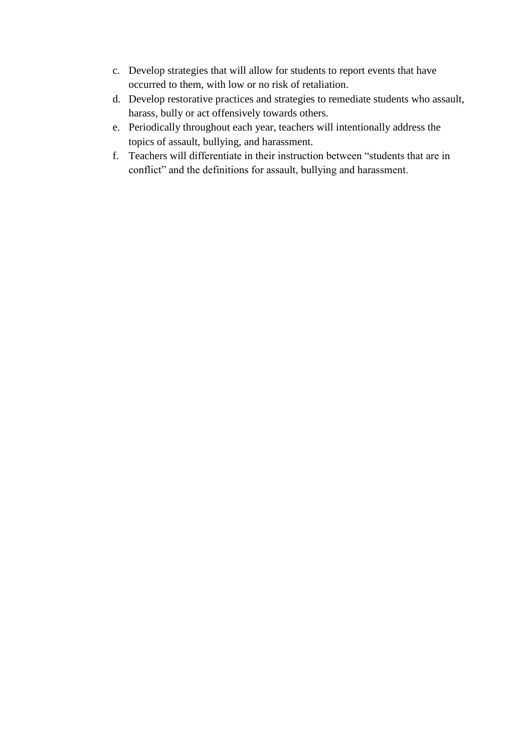c. Develop strategies that will allow for students to report events that have occurred to them, with low or no risk of retaliation.
d. Develop restorative practices and strategies to remediate students who assault, harass, bully or act offensively towards others.
e. Periodically throughout each year, teachers will intentionally address the topics of assault, bullying, and harassment.
f. Teachers will differentiate in their instruction between "students that are in conflict" and the definitions for assault, bullying and harassment.